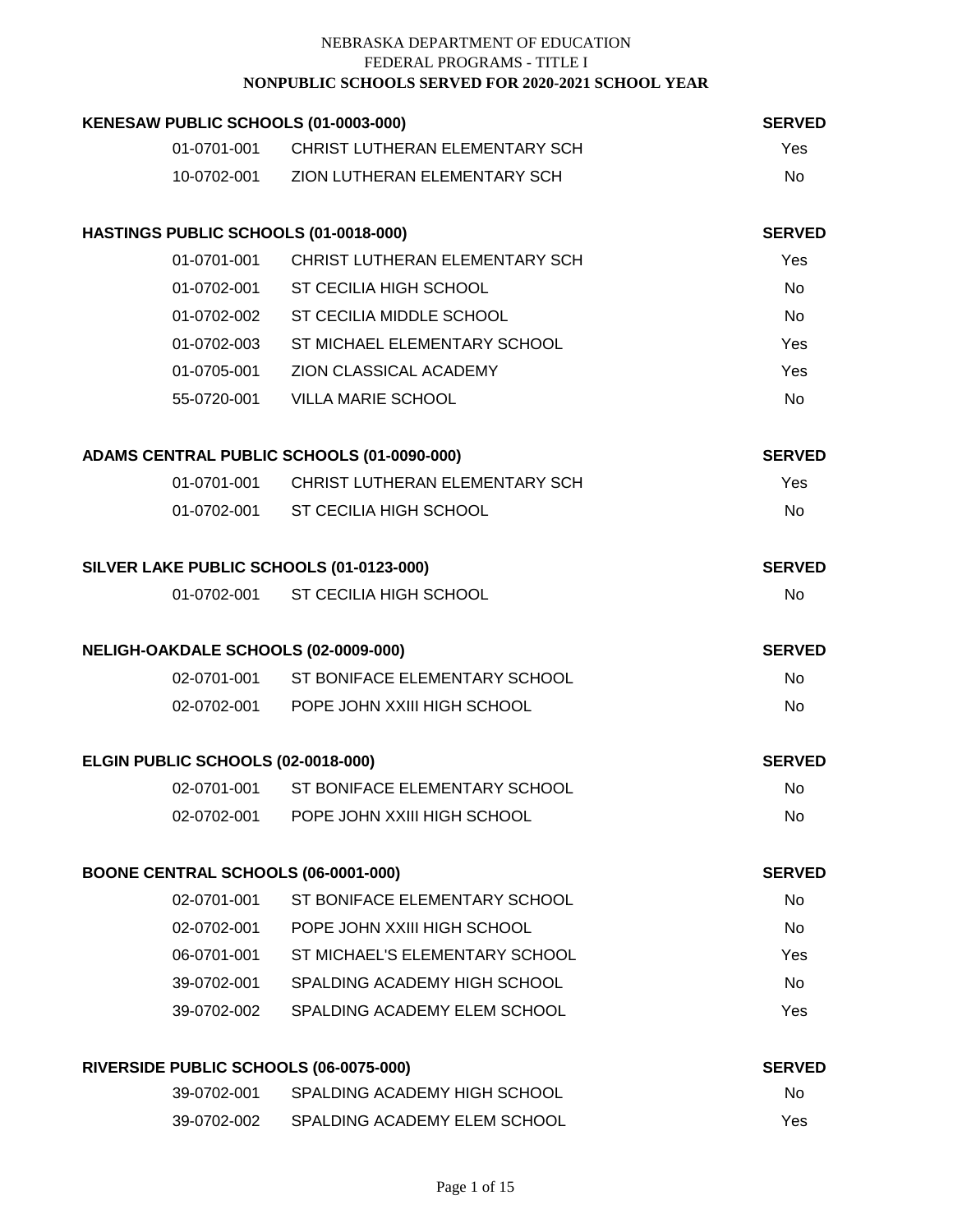NEBRASKA DEPARTMENT OF EDUCATION
FEDERAL PROGRAMS - TITLE I
**NONPUBLIC SCHOOLS SERVED FOR 2020-2021 SCHOOL YEAR**

### KENESAW PUBLIC SCHOOLS (01-0003-000)

| | | SERVED |
|---|---|---|
| 01-0701-001 | CHRIST LUTHERAN ELEMENTARY SCH | Yes |
| 10-0702-001 | ZION LUTHERAN ELEMENTARY SCH | No |

### HASTINGS PUBLIC SCHOOLS (01-0018-000)

| | | SERVED |
|---|---|---|
| 01-0701-001 | CHRIST LUTHERAN ELEMENTARY SCH | Yes |
| 01-0702-001 | ST CECILIA HIGH SCHOOL | No |
| 01-0702-002 | ST CECILIA MIDDLE SCHOOL | No |
| 01-0702-003 | ST MICHAEL ELEMENTARY SCHOOL | Yes |
| 01-0705-001 | ZION CLASSICAL ACADEMY | Yes |
| 55-0720-001 | VILLA MARIE SCHOOL | No |

### ADAMS CENTRAL PUBLIC SCHOOLS (01-0090-000)

| | | SERVED |
|---|---|---|
| 01-0701-001 | CHRIST LUTHERAN ELEMENTARY SCH | Yes |
| 01-0702-001 | ST CECILIA HIGH SCHOOL | No |

### SILVER LAKE PUBLIC SCHOOLS (01-0123-000)

| | | SERVED |
|---|---|---|
| 01-0702-001 | ST CECILIA HIGH SCHOOL | No |

### NELIGH-OAKDALE SCHOOLS (02-0009-000)

| | | SERVED |
|---|---|---|
| 02-0701-001 | ST BONIFACE ELEMENTARY SCHOOL | No |
| 02-0702-001 | POPE JOHN XXIII HIGH SCHOOL | No |

### ELGIN PUBLIC SCHOOLS (02-0018-000)

| | | SERVED |
|---|---|---|
| 02-0701-001 | ST BONIFACE ELEMENTARY SCHOOL | No |
| 02-0702-001 | POPE JOHN XXIII HIGH SCHOOL | No |

### BOONE CENTRAL SCHOOLS (06-0001-000)

| | | SERVED |
|---|---|---|
| 02-0701-001 | ST BONIFACE ELEMENTARY SCHOOL | No |
| 02-0702-001 | POPE JOHN XXIII HIGH SCHOOL | No |
| 06-0701-001 | ST MICHAEL'S ELEMENTARY SCHOOL | Yes |
| 39-0702-001 | SPALDING ACADEMY HIGH SCHOOL | No |
| 39-0702-002 | SPALDING ACADEMY ELEM SCHOOL | Yes |

### RIVERSIDE PUBLIC SCHOOLS (06-0075-000)

| | | SERVED |
|---|---|---|
| 39-0702-001 | SPALDING ACADEMY HIGH SCHOOL | No |
| 39-0702-002 | SPALDING ACADEMY ELEM SCHOOL | Yes |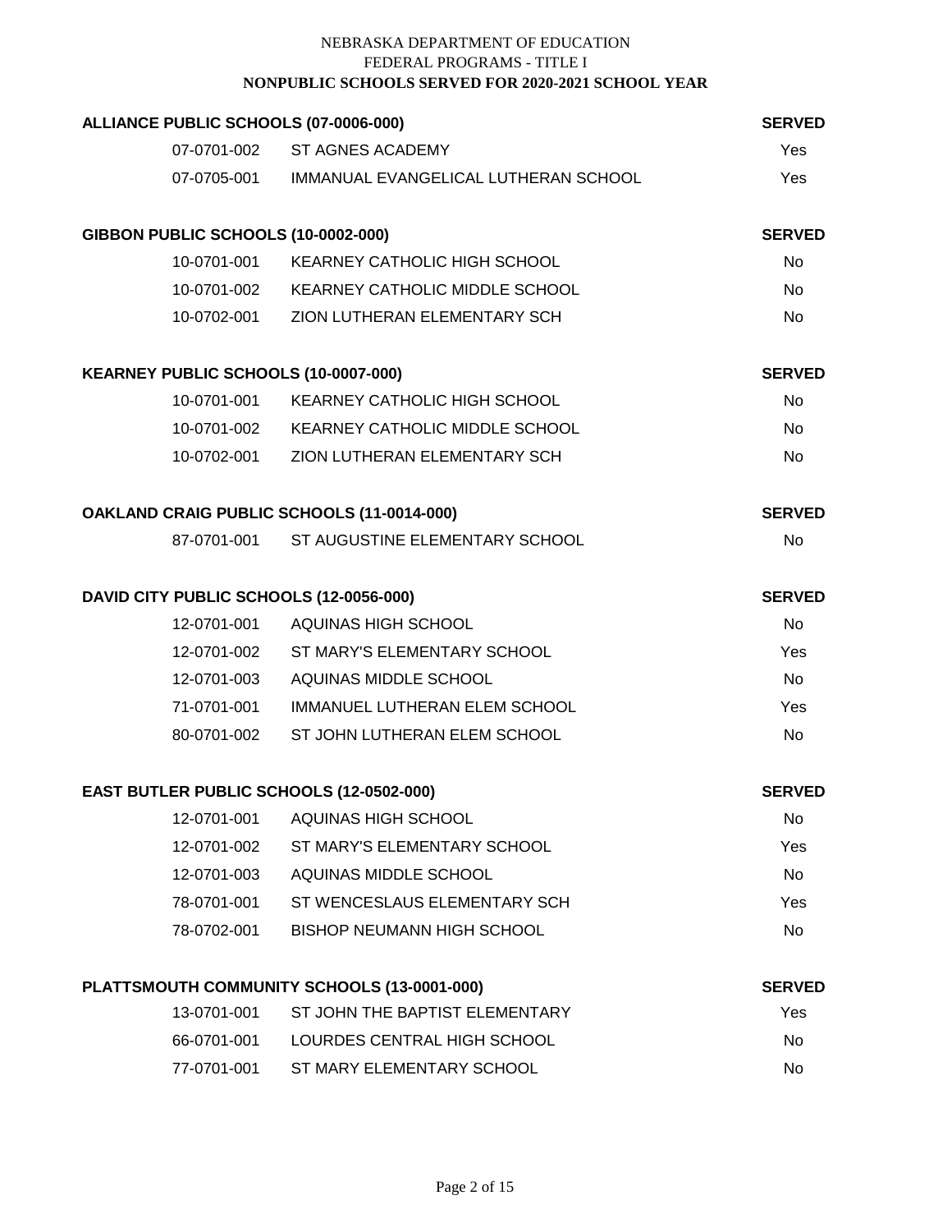NEBRASKA DEPARTMENT OF EDUCATION
FEDERAL PROGRAMS - TITLE I
**NONPUBLIC SCHOOLS SERVED FOR 2020-2021 SCHOOL YEAR**

| ALLIANCE PUBLIC SCHOOLS (07-0006-000) | | SERVED |
|---|---|---|
| 07-0701-002 | ST AGNES ACADEMY | Yes |
| 07-0705-001 | IMMANUAL EVANGELICAL LUTHERAN SCHOOL | Yes |

| GIBBON PUBLIC SCHOOLS (10-0002-000) | | SERVED |
|---|---|---|
| 10-0701-001 | KEARNEY CATHOLIC HIGH SCHOOL | No |
| 10-0701-002 | KEARNEY CATHOLIC MIDDLE SCHOOL | No |
| 10-0702-001 | ZION LUTHERAN ELEMENTARY SCH | No |

| KEARNEY PUBLIC SCHOOLS (10-0007-000) | | SERVED |
|---|---|---|
| 10-0701-001 | KEARNEY CATHOLIC HIGH SCHOOL | No |
| 10-0701-002 | KEARNEY CATHOLIC MIDDLE SCHOOL | No |
| 10-0702-001 | ZION LUTHERAN ELEMENTARY SCH | No |

| OAKLAND CRAIG PUBLIC SCHOOLS (11-0014-000) | | SERVED |
|---|---|---|
| 87-0701-001 | ST AUGUSTINE ELEMENTARY SCHOOL | No |

| DAVID CITY PUBLIC SCHOOLS (12-0056-000) | | SERVED |
|---|---|---|
| 12-0701-001 | AQUINAS HIGH SCHOOL | No |
| 12-0701-002 | ST MARY'S ELEMENTARY SCHOOL | Yes |
| 12-0701-003 | AQUINAS MIDDLE SCHOOL | No |
| 71-0701-001 | IMMANUEL LUTHERAN ELEM SCHOOL | Yes |
| 80-0701-002 | ST JOHN LUTHERAN ELEM SCHOOL | No |

| EAST BUTLER PUBLIC SCHOOLS (12-0502-000) | | SERVED |
|---|---|---|
| 12-0701-001 | AQUINAS HIGH SCHOOL | No |
| 12-0701-002 | ST MARY'S ELEMENTARY SCHOOL | Yes |
| 12-0701-003 | AQUINAS MIDDLE SCHOOL | No |
| 78-0701-001 | ST WENCESLAUS ELEMENTARY SCH | Yes |
| 78-0702-001 | BISHOP NEUMANN HIGH SCHOOL | No |

| PLATTSMOUTH COMMUNITY SCHOOLS (13-0001-000) | | SERVED |
|---|---|---|
| 13-0701-001 | ST JOHN THE BAPTIST ELEMENTARY | Yes |
| 66-0701-001 | LOURDES CENTRAL HIGH SCHOOL | No |
| 77-0701-001 | ST MARY ELEMENTARY SCHOOL | No |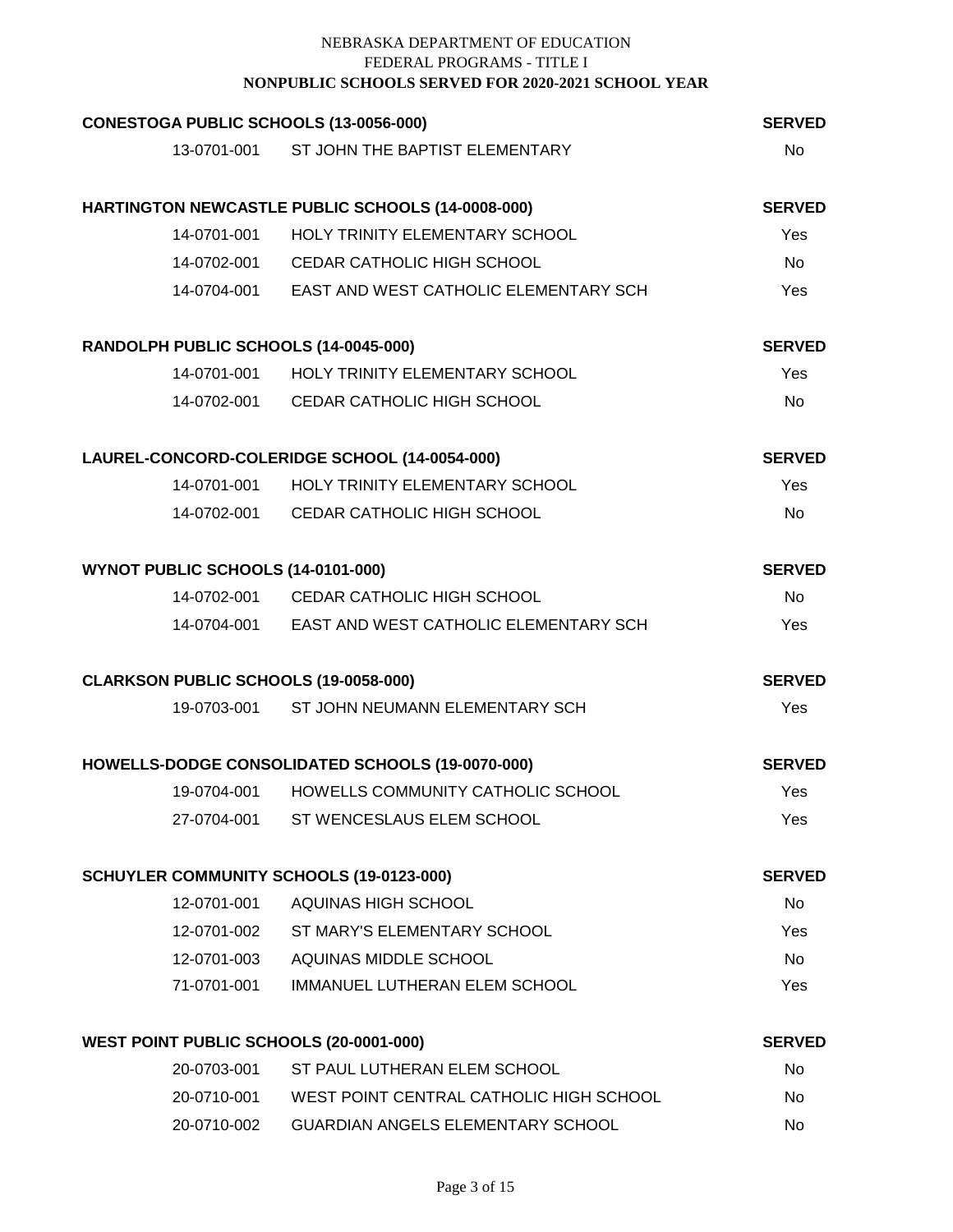NEBRASKA DEPARTMENT OF EDUCATION
FEDERAL PROGRAMS - TITLE I
**NONPUBLIC SCHOOLS SERVED FOR 2020-2021 SCHOOL YEAR**

| **CONESTOGA PUBLIC SCHOOLS (13-0056-000)** | | **SERVED** |
|---|---|---|
| 13-0701-001 | ST JOHN THE BAPTIST ELEMENTARY | No |

| **HARTINGTON NEWCASTLE PUBLIC SCHOOLS (14-0008-000)** | | **SERVED** |
|---|---|---|
| 14-0701-001 | HOLY TRINITY ELEMENTARY SCHOOL | Yes |
| 14-0702-001 | CEDAR CATHOLIC HIGH SCHOOL | No |
| 14-0704-001 | EAST AND WEST CATHOLIC ELEMENTARY SCH | Yes |

| **RANDOLPH PUBLIC SCHOOLS (14-0045-000)** | | **SERVED** |
|---|---|---|
| 14-0701-001 | HOLY TRINITY ELEMENTARY SCHOOL | Yes |
| 14-0702-001 | CEDAR CATHOLIC HIGH SCHOOL | No |

| **LAUREL-CONCORD-COLERIDGE SCHOOL (14-0054-000)** | | **SERVED** |
|---|---|---|
| 14-0701-001 | HOLY TRINITY ELEMENTARY SCHOOL | Yes |
| 14-0702-001 | CEDAR CATHOLIC HIGH SCHOOL | No |

| **WYNOT PUBLIC SCHOOLS (14-0101-000)** | | **SERVED** |
|---|---|---|
| 14-0702-001 | CEDAR CATHOLIC HIGH SCHOOL | No |
| 14-0704-001 | EAST AND WEST CATHOLIC ELEMENTARY SCH | Yes |

| **CLARKSON PUBLIC SCHOOLS (19-0058-000)** | | **SERVED** |
|---|---|---|
| 19-0703-001 | ST JOHN NEUMANN ELEMENTARY SCH | Yes |

| **HOWELLS-DODGE CONSOLIDATED SCHOOLS (19-0070-000)** | | **SERVED** |
|---|---|---|
| 19-0704-001 | HOWELLS COMMUNITY CATHOLIC SCHOOL | Yes |
| 27-0704-001 | ST WENCESLAUS ELEM SCHOOL | Yes |

| **SCHUYLER COMMUNITY SCHOOLS (19-0123-000)** | | **SERVED** |
|---|---|---|
| 12-0701-001 | AQUINAS HIGH SCHOOL | No |
| 12-0701-002 | ST MARY'S ELEMENTARY SCHOOL | Yes |
| 12-0701-003 | AQUINAS MIDDLE SCHOOL | No |
| 71-0701-001 | IMMANUEL LUTHERAN ELEM SCHOOL | Yes |

| **WEST POINT PUBLIC SCHOOLS (20-0001-000)** | | **SERVED** |
|---|---|---|
| 20-0703-001 | ST PAUL LUTHERAN ELEM SCHOOL | No |
| 20-0710-001 | WEST POINT CENTRAL CATHOLIC HIGH SCHOOL | No |
| 20-0710-002 | GUARDIAN ANGELS ELEMENTARY SCHOOL | No |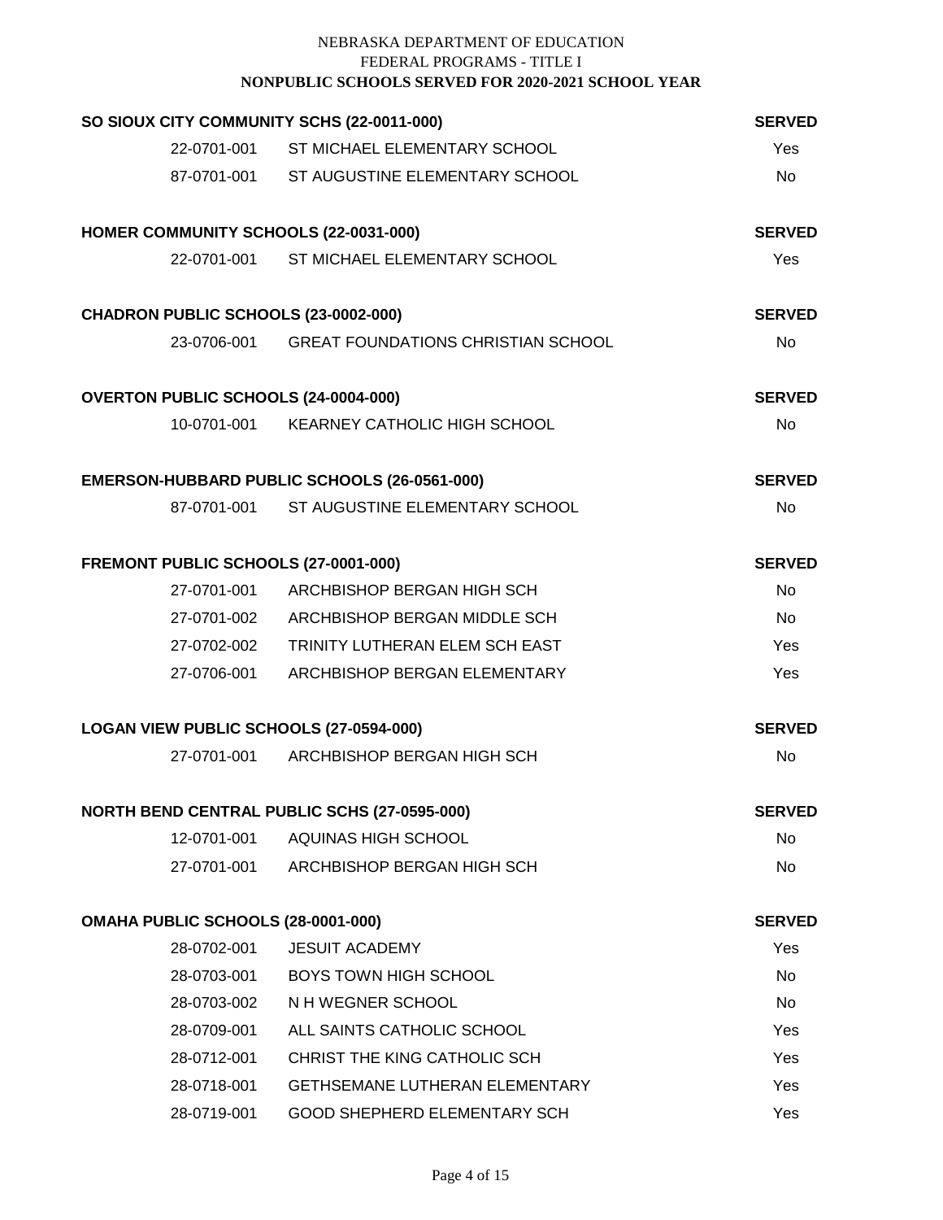NEBRASKA DEPARTMENT OF EDUCATION
FEDERAL PROGRAMS - TITLE I
**NONPUBLIC SCHOOLS SERVED FOR 2020-2021 SCHOOL YEAR**

| **SO SIOUX CITY COMMUNITY SCHS (22-0011-000)** | | **SERVED** |
|---|---|---|
| 22-0701-001 | ST MICHAEL ELEMENTARY SCHOOL | Yes |
| 87-0701-001 | ST AUGUSTINE ELEMENTARY SCHOOL | No |

| **HOMER COMMUNITY SCHOOLS (22-0031-000)** | | **SERVED** |
|---|---|---|
| 22-0701-001 | ST MICHAEL ELEMENTARY SCHOOL | Yes |

| **CHADRON PUBLIC SCHOOLS (23-0002-000)** | | **SERVED** |
|---|---|---|
| 23-0706-001 | GREAT FOUNDATIONS CHRISTIAN SCHOOL | No |

| **OVERTON PUBLIC SCHOOLS (24-0004-000)** | | **SERVED** |
|---|---|---|
| 10-0701-001 | KEARNEY CATHOLIC HIGH SCHOOL | No |

| **EMERSON-HUBBARD PUBLIC SCHOOLS (26-0561-000)** | | **SERVED** |
|---|---|---|
| 87-0701-001 | ST AUGUSTINE ELEMENTARY SCHOOL | No |

| **FREMONT PUBLIC SCHOOLS (27-0001-000)** | | **SERVED** |
|---|---|---|
| 27-0701-001 | ARCHBISHOP BERGAN HIGH SCH | No |
| 27-0701-002 | ARCHBISHOP BERGAN MIDDLE SCH | No |
| 27-0702-002 | TRINITY LUTHERAN ELEM SCH EAST | Yes |
| 27-0706-001 | ARCHBISHOP BERGAN ELEMENTARY | Yes |

| **LOGAN VIEW PUBLIC SCHOOLS (27-0594-000)** | | **SERVED** |
|---|---|---|
| 27-0701-001 | ARCHBISHOP BERGAN HIGH SCH | No |

| **NORTH BEND CENTRAL PUBLIC SCHS (27-0595-000)** | | **SERVED** |
|---|---|---|
| 12-0701-001 | AQUINAS HIGH SCHOOL | No |
| 27-0701-001 | ARCHBISHOP BERGAN HIGH SCH | No |

| **OMAHA PUBLIC SCHOOLS (28-0001-000)** | | **SERVED** |
|---|---|---|
| 28-0702-001 | JESUIT ACADEMY | Yes |
| 28-0703-001 | BOYS TOWN HIGH SCHOOL | No |
| 28-0703-002 | N H WEGNER SCHOOL | No |
| 28-0709-001 | ALL SAINTS CATHOLIC SCHOOL | Yes |
| 28-0712-001 | CHRIST THE KING CATHOLIC SCH | Yes |
| 28-0718-001 | GETHSEMANE LUTHERAN ELEMENTARY | Yes |
| 28-0719-001 | GOOD SHEPHERD ELEMENTARY SCH | Yes |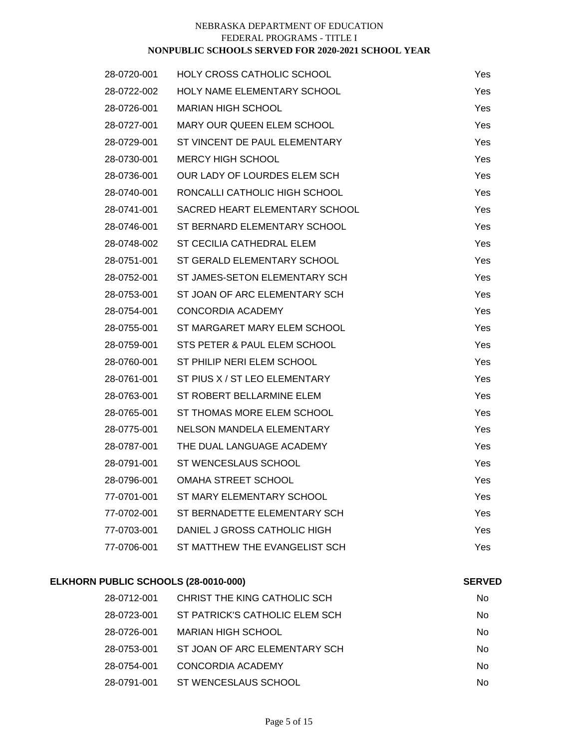# NEBRASKA DEPARTMENT OF EDUCATION
## FEDERAL PROGRAMS - TITLE I
### NONPUBLIC SCHOOLS SERVED FOR 2020-2021 SCHOOL YEAR

| | | |
|---|---|---|
| 28-0720-001 | HOLY CROSS CATHOLIC SCHOOL | Yes |
| 28-0722-002 | HOLY NAME ELEMENTARY SCHOOL | Yes |
| 28-0726-001 | MARIAN HIGH SCHOOL | Yes |
| 28-0727-001 | MARY OUR QUEEN ELEM SCHOOL | Yes |
| 28-0729-001 | ST VINCENT DE PAUL ELEMENTARY | Yes |
| 28-0730-001 | MERCY HIGH SCHOOL | Yes |
| 28-0736-001 | OUR LADY OF LOURDES ELEM SCH | Yes |
| 28-0740-001 | RONCALLI CATHOLIC HIGH SCHOOL | Yes |
| 28-0741-001 | SACRED HEART ELEMENTARY SCHOOL | Yes |
| 28-0746-001 | ST BERNARD ELEMENTARY SCHOOL | Yes |
| 28-0748-002 | ST CECILIA CATHEDRAL ELEM | Yes |
| 28-0751-001 | ST GERALD ELEMENTARY SCHOOL | Yes |
| 28-0752-001 | ST JAMES-SETON ELEMENTARY SCH | Yes |
| 28-0753-001 | ST JOAN OF ARC ELEMENTARY SCH | Yes |
| 28-0754-001 | CONCORDIA ACADEMY | Yes |
| 28-0755-001 | ST MARGARET MARY ELEM SCHOOL | Yes |
| 28-0759-001 | STS PETER & PAUL ELEM SCHOOL | Yes |
| 28-0760-001 | ST PHILIP NERI ELEM SCHOOL | Yes |
| 28-0761-001 | ST PIUS X / ST LEO ELEMENTARY | Yes |
| 28-0763-001 | ST ROBERT BELLARMINE ELEM | Yes |
| 28-0765-001 | ST THOMAS MORE ELEM SCHOOL | Yes |
| 28-0775-001 | NELSON MANDELA ELEMENTARY | Yes |
| 28-0787-001 | THE DUAL LANGUAGE ACADEMY | Yes |
| 28-0791-001 | ST WENCESLAUS SCHOOL | Yes |
| 28-0796-001 | OMAHA STREET SCHOOL | Yes |
| 77-0701-001 | ST MARY ELEMENTARY SCHOOL | Yes |
| 77-0702-001 | ST BERNADETTE ELEMENTARY SCH | Yes |
| 77-0703-001 | DANIEL J GROSS CATHOLIC HIGH | Yes |
| 77-0706-001 | ST MATTHEW THE EVANGELIST SCH | Yes |

**ELKHORN PUBLIC SCHOOLS (28-0010-000)**

| | | SERVED |
|---|---|---|
| 28-0712-001 | CHRIST THE KING CATHOLIC SCH | No |
| 28-0723-001 | ST PATRICK'S CATHOLIC ELEM SCH | No |
| 28-0726-001 | MARIAN HIGH SCHOOL | No |
| 28-0753-001 | ST JOAN OF ARC ELEMENTARY SCH | No |
| 28-0754-001 | CONCORDIA ACADEMY | No |
| 28-0791-001 | ST WENCESLAUS SCHOOL | No |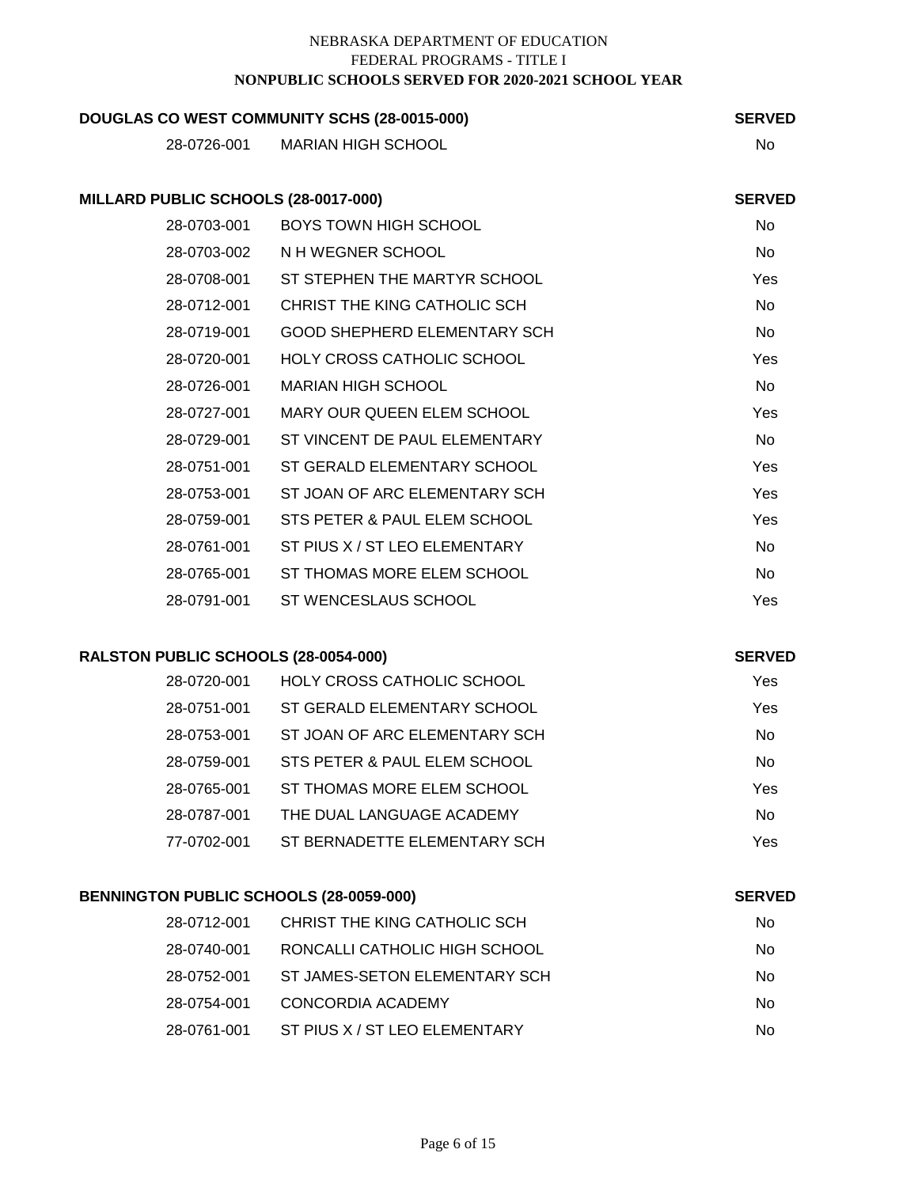NEBRASKA DEPARTMENT OF EDUCATION
FEDERAL PROGRAMS - TITLE I
**NONPUBLIC SCHOOLS SERVED FOR 2020-2021 SCHOOL YEAR**

**DOUGLAS CO WEST COMMUNITY SCHS (28-0015-000)**

| | | SERVED |
|---|---|---|
| 28-0726-001 | MARIAN HIGH SCHOOL | No |

**MILLARD PUBLIC SCHOOLS (28-0017-000)**

| | | SERVED |
|---|---|---|
| 28-0703-001 | BOYS TOWN HIGH SCHOOL | No |
| 28-0703-002 | N H WEGNER SCHOOL | No |
| 28-0708-001 | ST STEPHEN THE MARTYR SCHOOL | Yes |
| 28-0712-001 | CHRIST THE KING CATHOLIC SCH | No |
| 28-0719-001 | GOOD SHEPHERD ELEMENTARY SCH | No |
| 28-0720-001 | HOLY CROSS CATHOLIC SCHOOL | Yes |
| 28-0726-001 | MARIAN HIGH SCHOOL | No |
| 28-0727-001 | MARY OUR QUEEN ELEM SCHOOL | Yes |
| 28-0729-001 | ST VINCENT DE PAUL ELEMENTARY | No |
| 28-0751-001 | ST GERALD ELEMENTARY SCHOOL | Yes |
| 28-0753-001 | ST JOAN OF ARC ELEMENTARY SCH | Yes |
| 28-0759-001 | STS PETER & PAUL ELEM SCHOOL | Yes |
| 28-0761-001 | ST PIUS X / ST LEO ELEMENTARY | No |
| 28-0765-001 | ST THOMAS MORE ELEM SCHOOL | No |
| 28-0791-001 | ST WENCESLAUS SCHOOL | Yes |

**RALSTON PUBLIC SCHOOLS (28-0054-000)**

| | | SERVED |
|---|---|---|
| 28-0720-001 | HOLY CROSS CATHOLIC SCHOOL | Yes |
| 28-0751-001 | ST GERALD ELEMENTARY SCHOOL | Yes |
| 28-0753-001 | ST JOAN OF ARC ELEMENTARY SCH | No |
| 28-0759-001 | STS PETER & PAUL ELEM SCHOOL | No |
| 28-0765-001 | ST THOMAS MORE ELEM SCHOOL | Yes |
| 28-0787-001 | THE DUAL LANGUAGE ACADEMY | No |
| 77-0702-001 | ST BERNADETTE ELEMENTARY SCH | Yes |

**BENNINGTON PUBLIC SCHOOLS (28-0059-000)**

| | | SERVED |
|---|---|---|
| 28-0712-001 | CHRIST THE KING CATHOLIC SCH | No |
| 28-0740-001 | RONCALLI CATHOLIC HIGH SCHOOL | No |
| 28-0752-001 | ST JAMES-SETON ELEMENTARY SCH | No |
| 28-0754-001 | CONCORDIA ACADEMY | No |
| 28-0761-001 | ST PIUS X / ST LEO ELEMENTARY | No |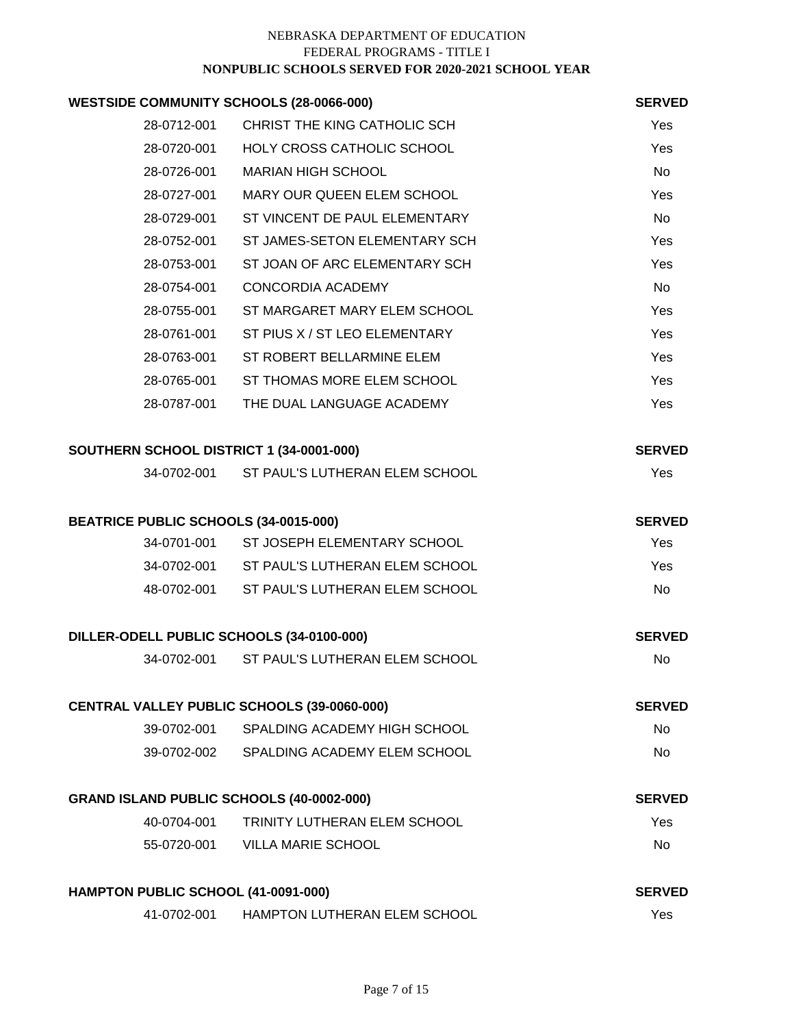NEBRASKA DEPARTMENT OF EDUCATION
FEDERAL PROGRAMS - TITLE I
**NONPUBLIC SCHOOLS SERVED FOR 2020-2021 SCHOOL YEAR**

| WESTSIDE COMMUNITY SCHOOLS (28-0066-000) | | SERVED |
|---|---|---|
| 28-0712-001 | CHRIST THE KING CATHOLIC SCH | Yes |
| 28-0720-001 | HOLY CROSS CATHOLIC SCHOOL | Yes |
| 28-0726-001 | MARIAN HIGH SCHOOL | No |
| 28-0727-001 | MARY OUR QUEEN ELEM SCHOOL | Yes |
| 28-0729-001 | ST VINCENT DE PAUL ELEMENTARY | No |
| 28-0752-001 | ST JAMES-SETON ELEMENTARY SCH | Yes |
| 28-0753-001 | ST JOAN OF ARC ELEMENTARY SCH | Yes |
| 28-0754-001 | CONCORDIA ACADEMY | No |
| 28-0755-001 | ST MARGARET MARY ELEM SCHOOL | Yes |
| 28-0761-001 | ST PIUS X / ST LEO ELEMENTARY | Yes |
| 28-0763-001 | ST ROBERT BELLARMINE ELEM | Yes |
| 28-0765-001 | ST THOMAS MORE ELEM SCHOOL | Yes |
| 28-0787-001 | THE DUAL LANGUAGE ACADEMY | Yes |

| SOUTHERN SCHOOL DISTRICT 1 (34-0001-000) | | SERVED |
|---|---|---|
| 34-0702-001 | ST PAUL'S LUTHERAN ELEM SCHOOL | Yes |

| BEATRICE PUBLIC SCHOOLS (34-0015-000) | | SERVED |
|---|---|---|
| 34-0701-001 | ST JOSEPH ELEMENTARY SCHOOL | Yes |
| 34-0702-001 | ST PAUL'S LUTHERAN ELEM SCHOOL | Yes |
| 48-0702-001 | ST PAUL'S LUTHERAN ELEM SCHOOL | No |

| DILLER-ODELL PUBLIC SCHOOLS (34-0100-000) | | SERVED |
|---|---|---|
| 34-0702-001 | ST PAUL'S LUTHERAN ELEM SCHOOL | No |

| CENTRAL VALLEY PUBLIC SCHOOLS (39-0060-000) | | SERVED |
|---|---|---|
| 39-0702-001 | SPALDING ACADEMY HIGH SCHOOL | No |
| 39-0702-002 | SPALDING ACADEMY ELEM SCHOOL | No |

| GRAND ISLAND PUBLIC SCHOOLS (40-0002-000) | | SERVED |
|---|---|---|
| 40-0704-001 | TRINITY LUTHERAN ELEM SCHOOL | Yes |
| 55-0720-001 | VILLA MARIE SCHOOL | No |

| HAMPTON PUBLIC SCHOOL (41-0091-000) | | SERVED |
|---|---|---|
| 41-0702-001 | HAMPTON LUTHERAN ELEM SCHOOL | Yes |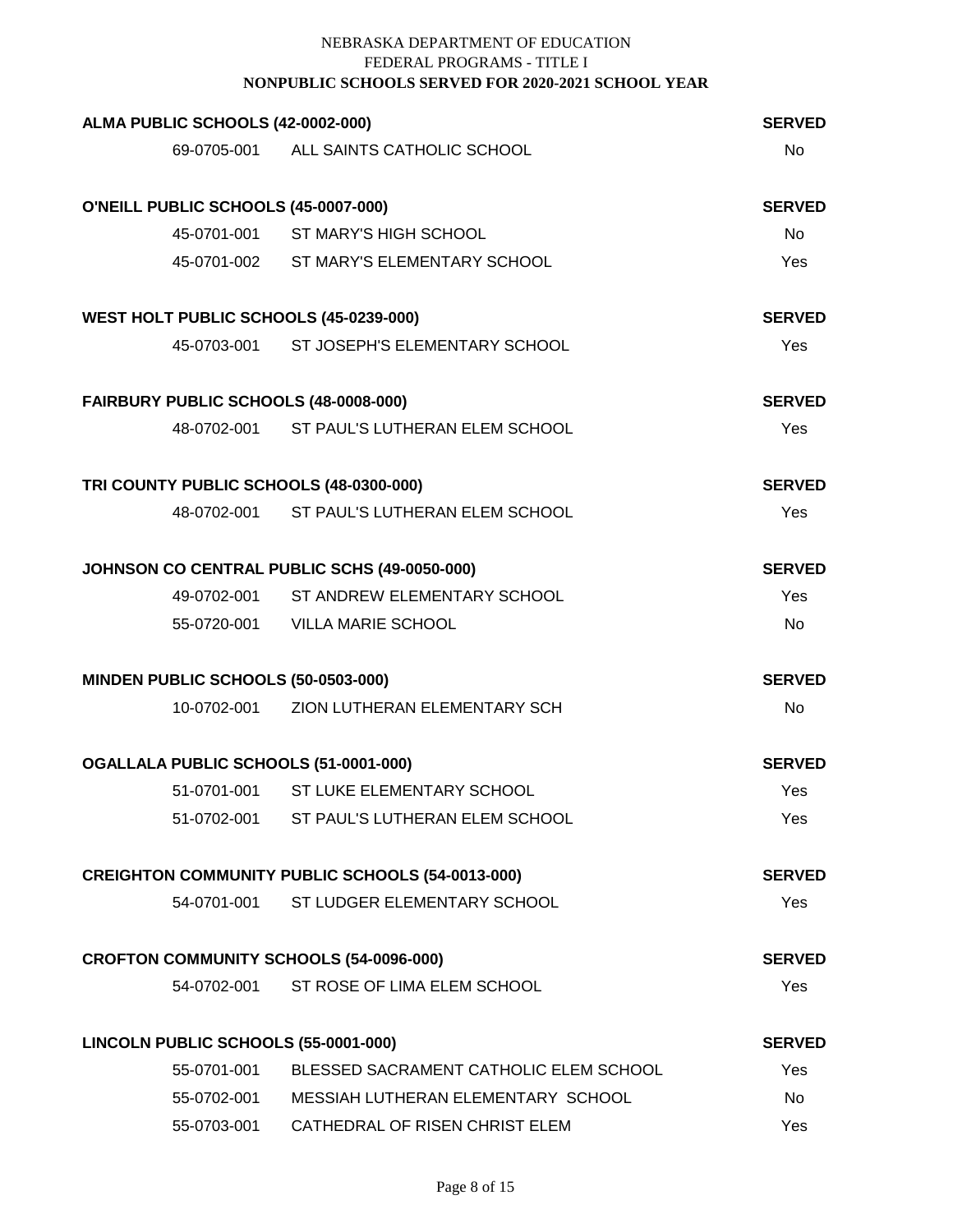NEBRASKA DEPARTMENT OF EDUCATION
FEDERAL PROGRAMS - TITLE I
**NONPUBLIC SCHOOLS SERVED FOR 2020-2021 SCHOOL YEAR**

| **ALMA PUBLIC SCHOOLS (42-0002-000)** | | **SERVED** |
|---|---|---|
| 69-0705-001 | ALL SAINTS CATHOLIC SCHOOL | No |
| **O'NEILL PUBLIC SCHOOLS (45-0007-000)** | | **SERVED** |
| 45-0701-001 | ST MARY'S HIGH SCHOOL | No |
| 45-0701-002 | ST MARY'S ELEMENTARY SCHOOL | Yes |
| **WEST HOLT PUBLIC SCHOOLS (45-0239-000)** | | **SERVED** |
| 45-0703-001 | ST JOSEPH'S ELEMENTARY SCHOOL | Yes |
| **FAIRBURY PUBLIC SCHOOLS (48-0008-000)** | | **SERVED** |
| 48-0702-001 | ST PAUL'S LUTHERAN ELEM SCHOOL | Yes |
| **TRI COUNTY PUBLIC SCHOOLS (48-0300-000)** | | **SERVED** |
| 48-0702-001 | ST PAUL'S LUTHERAN ELEM SCHOOL | Yes |
| **JOHNSON CO CENTRAL PUBLIC SCHS (49-0050-000)** | | **SERVED** |
| 49-0702-001 | ST ANDREW ELEMENTARY SCHOOL | Yes |
| 55-0720-001 | VILLA MARIE SCHOOL | No |
| **MINDEN PUBLIC SCHOOLS (50-0503-000)** | | **SERVED** |
| 10-0702-001 | ZION LUTHERAN ELEMENTARY SCH | No |
| **OGALLALA PUBLIC SCHOOLS (51-0001-000)** | | **SERVED** |
| 51-0701-001 | ST LUKE ELEMENTARY SCHOOL | Yes |
| 51-0702-001 | ST PAUL'S LUTHERAN ELEM SCHOOL | Yes |
| **CREIGHTON COMMUNITY PUBLIC SCHOOLS (54-0013-000)** | | **SERVED** |
| 54-0701-001 | ST LUDGER ELEMENTARY SCHOOL | Yes |
| **CROFTON COMMUNITY SCHOOLS (54-0096-000)** | | **SERVED** |
| 54-0702-001 | ST ROSE OF LIMA ELEM SCHOOL | Yes |
| **LINCOLN PUBLIC SCHOOLS (55-0001-000)** | | **SERVED** |
| 55-0701-001 | BLESSED SACRAMENT CATHOLIC ELEM SCHOOL | Yes |
| 55-0702-001 | MESSIAH LUTHERAN ELEMENTARY SCHOOL | No |
| 55-0703-001 | CATHEDRAL OF RISEN CHRIST ELEM | Yes |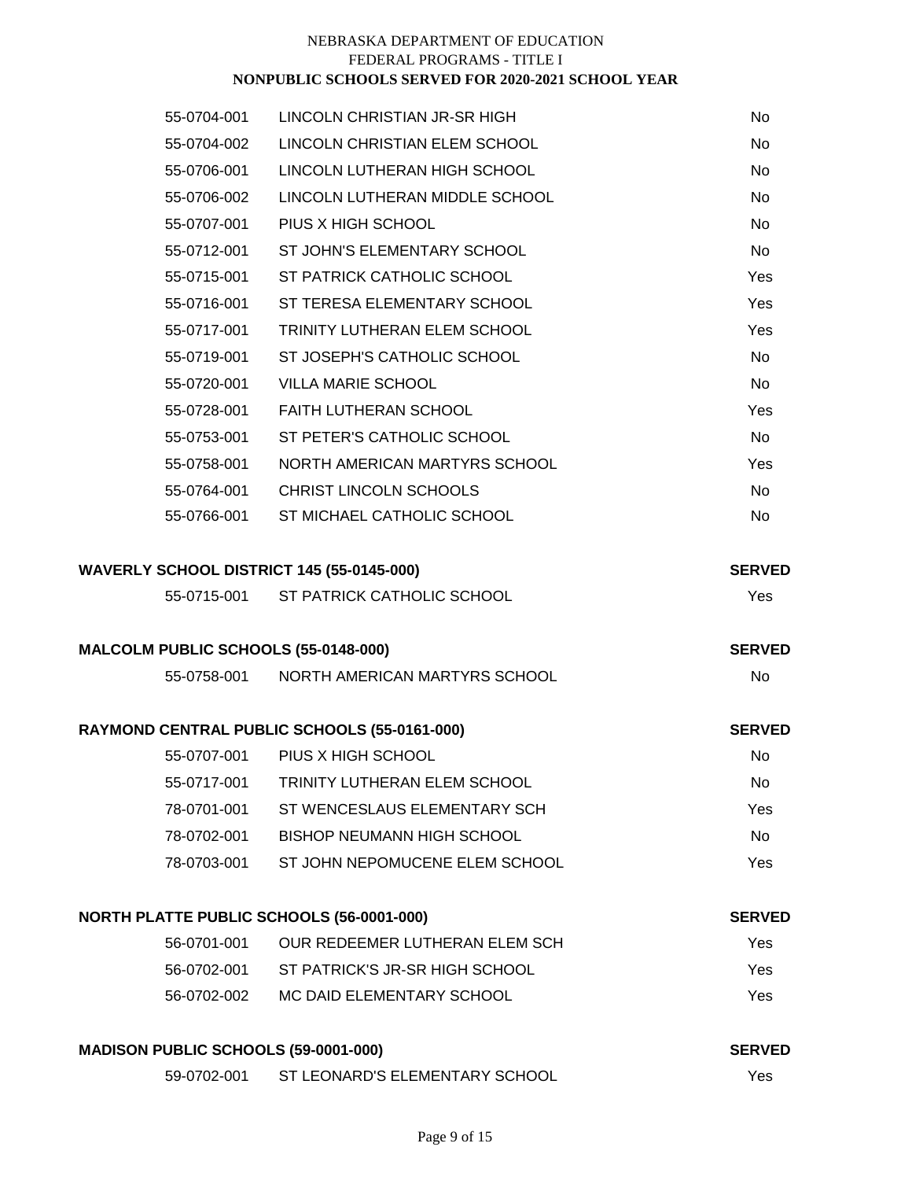| | | |
|---|---|---|
| 55-0704-001 | LINCOLN CHRISTIAN JR-SR HIGH | No |
| 55-0704-002 | LINCOLN CHRISTIAN ELEM SCHOOL | No |
| 55-0706-001 | LINCOLN LUTHERAN HIGH SCHOOL | No |
| 55-0706-002 | LINCOLN LUTHERAN MIDDLE SCHOOL | No |
| 55-0707-001 | PIUS X HIGH SCHOOL | No |
| 55-0712-001 | ST JOHN'S ELEMENTARY SCHOOL | No |
| 55-0715-001 | ST PATRICK CATHOLIC SCHOOL | Yes |
| 55-0716-001 | ST TERESA ELEMENTARY SCHOOL | Yes |
| 55-0717-001 | TRINITY LUTHERAN ELEM SCHOOL | Yes |
| 55-0719-001 | ST JOSEPH'S CATHOLIC SCHOOL | No |
| 55-0720-001 | VILLA MARIE SCHOOL | No |
| 55-0728-001 | FAITH LUTHERAN SCHOOL | Yes |
| 55-0753-001 | ST PETER'S CATHOLIC SCHOOL | No |
| 55-0758-001 | NORTH AMERICAN MARTYRS SCHOOL | Yes |
| 55-0764-001 | CHRIST LINCOLN SCHOOLS | No |
| 55-0766-001 | ST MICHAEL CATHOLIC SCHOOL | No |

**WAVERLY SCHOOL DISTRICT 145 (55-0145-000)**

| | | SERVED |
|---|---|---|
| 55-0715-001 | ST PATRICK CATHOLIC SCHOOL | Yes |

**MALCOLM PUBLIC SCHOOLS (55-0148-000)**

| | | SERVED |
|---|---|---|
| 55-0758-001 | NORTH AMERICAN MARTYRS SCHOOL | No |

**RAYMOND CENTRAL PUBLIC SCHOOLS (55-0161-000)**

| | | SERVED |
|---|---|---|
| 55-0707-001 | PIUS X HIGH SCHOOL | No |
| 55-0717-001 | TRINITY LUTHERAN ELEM SCHOOL | No |
| 78-0701-001 | ST WENCESLAUS ELEMENTARY SCH | Yes |
| 78-0702-001 | BISHOP NEUMANN HIGH SCHOOL | No |
| 78-0703-001 | ST JOHN NEPOMUCENE ELEM SCHOOL | Yes |

**NORTH PLATTE PUBLIC SCHOOLS (56-0001-000)**

| | | SERVED |
|---|---|---|
| 56-0701-001 | OUR REDEEMER LUTHERAN ELEM SCH | Yes |
| 56-0702-001 | ST PATRICK'S JR-SR HIGH SCHOOL | Yes |
| 56-0702-002 | MC DAID ELEMENTARY SCHOOL | Yes |

**MADISON PUBLIC SCHOOLS (59-0001-000)**

| | | SERVED |
|---|---|---|
| 59-0702-001 | ST LEONARD'S ELEMENTARY SCHOOL | Yes |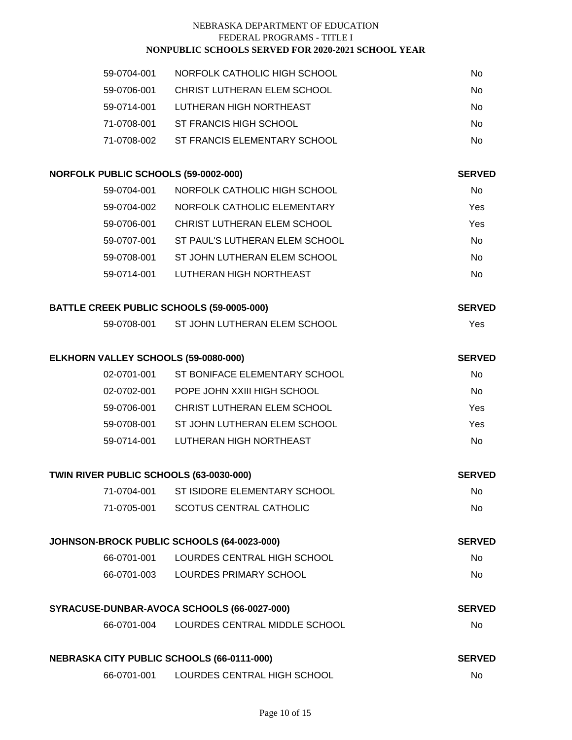NEBRASKA DEPARTMENT OF EDUCATION
FEDERAL PROGRAMS - TITLE I
**NONPUBLIC SCHOOLS SERVED FOR 2020-2021 SCHOOL YEAR**

| | | |
|---|---|---|
| 59-0704-001 | NORFOLK CATHOLIC HIGH SCHOOL | No |
| 59-0706-001 | CHRIST LUTHERAN ELEM SCHOOL | No |
| 59-0714-001 | LUTHERAN HIGH NORTHEAST | No |
| 71-0708-001 | ST FRANCIS HIGH SCHOOL | No |
| 71-0708-002 | ST FRANCIS ELEMENTARY SCHOOL | No |

**NORFOLK PUBLIC SCHOOLS (59-0002-000)**

| | | SERVED |
|---|---|---|
| 59-0704-001 | NORFOLK CATHOLIC HIGH SCHOOL | No |
| 59-0704-002 | NORFOLK CATHOLIC ELEMENTARY | Yes |
| 59-0706-001 | CHRIST LUTHERAN ELEM SCHOOL | Yes |
| 59-0707-001 | ST PAUL'S LUTHERAN ELEM SCHOOL | No |
| 59-0708-001 | ST JOHN LUTHERAN ELEM SCHOOL | No |
| 59-0714-001 | LUTHERAN HIGH NORTHEAST | No |

**BATTLE CREEK PUBLIC SCHOOLS (59-0005-000)**

| | | SERVED |
|---|---|---|
| 59-0708-001 | ST JOHN LUTHERAN ELEM SCHOOL | Yes |

**ELKHORN VALLEY SCHOOLS (59-0080-000)**

| | | SERVED |
|---|---|---|
| 02-0701-001 | ST BONIFACE ELEMENTARY SCHOOL | No |
| 02-0702-001 | POPE JOHN XXIII HIGH SCHOOL | No |
| 59-0706-001 | CHRIST LUTHERAN ELEM SCHOOL | Yes |
| 59-0708-001 | ST JOHN LUTHERAN ELEM SCHOOL | Yes |
| 59-0714-001 | LUTHERAN HIGH NORTHEAST | No |

**TWIN RIVER PUBLIC SCHOOLS (63-0030-000)**

| | | SERVED |
|---|---|---|
| 71-0704-001 | ST ISIDORE ELEMENTARY SCHOOL | No |
| 71-0705-001 | SCOTUS CENTRAL CATHOLIC | No |

**JOHNSON-BROCK PUBLIC SCHOOLS (64-0023-000)**

| | | SERVED |
|---|---|---|
| 66-0701-001 | LOURDES CENTRAL HIGH SCHOOL | No |
| 66-0701-003 | LOURDES PRIMARY SCHOOL | No |

**SYRACUSE-DUNBAR-AVOCA SCHOOLS (66-0027-000)**

| | | SERVED |
|---|---|---|
| 66-0701-004 | LOURDES CENTRAL MIDDLE SCHOOL | No |

**NEBRASKA CITY PUBLIC SCHOOLS (66-0111-000)**

| | | SERVED |
|---|---|---|
| 66-0701-001 | LOURDES CENTRAL HIGH SCHOOL | No |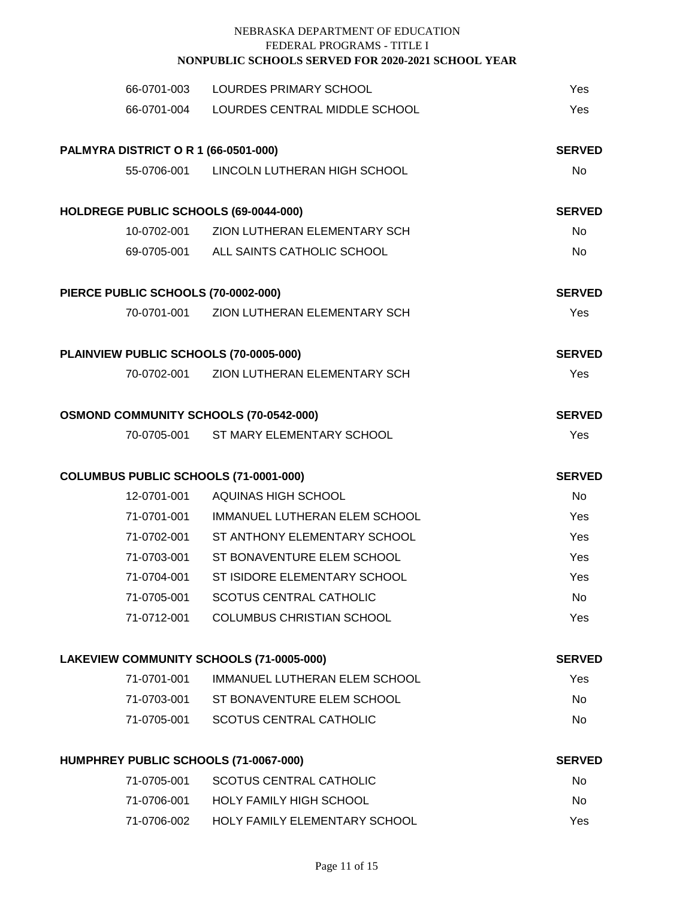NEBRASKA DEPARTMENT OF EDUCATION
FEDERAL PROGRAMS - TITLE I
**NONPUBLIC SCHOOLS SERVED FOR 2020-2021 SCHOOL YEAR**

| | | |
|---|---|---|
| 66-0701-003 | LOURDES PRIMARY SCHOOL | Yes |
| 66-0701-004 | LOURDES CENTRAL MIDDLE SCHOOL | Yes |

| PALMYRA DISTRICT O R 1 (66-0501-000) | | SERVED |
|---|---|---|
| 55-0706-001 | LINCOLN LUTHERAN HIGH SCHOOL | No |

| HOLDREGE PUBLIC SCHOOLS (69-0044-000) | | SERVED |
|---|---|---|
| 10-0702-001 | ZION LUTHERAN ELEMENTARY SCH | No |
| 69-0705-001 | ALL SAINTS CATHOLIC SCHOOL | No |

| PIERCE PUBLIC SCHOOLS (70-0002-000) | | SERVED |
|---|---|---|
| 70-0701-001 | ZION LUTHERAN ELEMENTARY SCH | Yes |

| PLAINVIEW PUBLIC SCHOOLS (70-0005-000) | | SERVED |
|---|---|---|
| 70-0702-001 | ZION LUTHERAN ELEMENTARY SCH | Yes |

| OSMOND COMMUNITY SCHOOLS (70-0542-000) | | SERVED |
|---|---|---|
| 70-0705-001 | ST MARY ELEMENTARY SCHOOL | Yes |

| COLUMBUS PUBLIC SCHOOLS (71-0001-000) | | SERVED |
|---|---|---|
| 12-0701-001 | AQUINAS HIGH SCHOOL | No |
| 71-0701-001 | IMMANUEL LUTHERAN ELEM SCHOOL | Yes |
| 71-0702-001 | ST ANTHONY ELEMENTARY SCHOOL | Yes |
| 71-0703-001 | ST BONAVENTURE ELEM SCHOOL | Yes |
| 71-0704-001 | ST ISIDORE ELEMENTARY SCHOOL | Yes |
| 71-0705-001 | SCOTUS CENTRAL CATHOLIC | No |
| 71-0712-001 | COLUMBUS CHRISTIAN SCHOOL | Yes |

| LAKEVIEW COMMUNITY SCHOOLS (71-0005-000) | | SERVED |
|---|---|---|
| 71-0701-001 | IMMANUEL LUTHERAN ELEM SCHOOL | Yes |
| 71-0703-001 | ST BONAVENTURE ELEM SCHOOL | No |
| 71-0705-001 | SCOTUS CENTRAL CATHOLIC | No |

| HUMPHREY PUBLIC SCHOOLS (71-0067-000) | | SERVED |
|---|---|---|
| 71-0705-001 | SCOTUS CENTRAL CATHOLIC | No |
| 71-0706-001 | HOLY FAMILY HIGH SCHOOL | No |
| 71-0706-002 | HOLY FAMILY ELEMENTARY SCHOOL | Yes |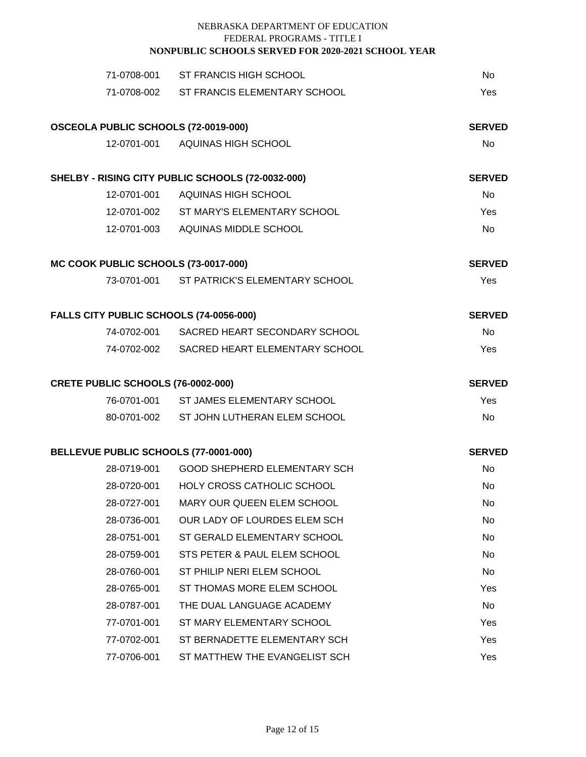NEBRASKA DEPARTMENT OF EDUCATION
FEDERAL PROGRAMS - TITLE I
**NONPUBLIC SCHOOLS SERVED FOR 2020-2021 SCHOOL YEAR**

| | | |
|---|---|---|
| 71-0708-001 | ST FRANCIS HIGH SCHOOL | No |
| 71-0708-002 | ST FRANCIS ELEMENTARY SCHOOL | Yes |

**OSCEOLA PUBLIC SCHOOLS (72-0019-000)**

| | | SERVED |
|---|---|---|
| 12-0701-001 | AQUINAS HIGH SCHOOL | No |

**SHELBY - RISING CITY PUBLIC SCHOOLS (72-0032-000)**

| | | SERVED |
|---|---|---|
| 12-0701-001 | AQUINAS HIGH SCHOOL | No |
| 12-0701-002 | ST MARY'S ELEMENTARY SCHOOL | Yes |
| 12-0701-003 | AQUINAS MIDDLE SCHOOL | No |

**MC COOK PUBLIC SCHOOLS (73-0017-000)**

| | | SERVED |
|---|---|---|
| 73-0701-001 | ST PATRICK'S ELEMENTARY SCHOOL | Yes |

**FALLS CITY PUBLIC SCHOOLS (74-0056-000)**

| | | SERVED |
|---|---|---|
| 74-0702-001 | SACRED HEART SECONDARY SCHOOL | No |
| 74-0702-002 | SACRED HEART ELEMENTARY SCHOOL | Yes |

**CRETE PUBLIC SCHOOLS (76-0002-000)**

| | | SERVED |
|---|---|---|
| 76-0701-001 | ST JAMES ELEMENTARY SCHOOL | Yes |
| 80-0701-002 | ST JOHN LUTHERAN ELEM SCHOOL | No |

**BELLEVUE PUBLIC SCHOOLS (77-0001-000)**

| | | SERVED |
|---|---|---|
| 28-0719-001 | GOOD SHEPHERD ELEMENTARY SCH | No |
| 28-0720-001 | HOLY CROSS CATHOLIC SCHOOL | No |
| 28-0727-001 | MARY OUR QUEEN ELEM SCHOOL | No |
| 28-0736-001 | OUR LADY OF LOURDES ELEM SCH | No |
| 28-0751-001 | ST GERALD ELEMENTARY SCHOOL | No |
| 28-0759-001 | STS PETER & PAUL ELEM SCHOOL | No |
| 28-0760-001 | ST PHILIP NERI ELEM SCHOOL | No |
| 28-0765-001 | ST THOMAS MORE ELEM SCHOOL | Yes |
| 28-0787-001 | THE DUAL LANGUAGE ACADEMY | No |
| 77-0701-001 | ST MARY ELEMENTARY SCHOOL | Yes |
| 77-0702-001 | ST BERNADETTE ELEMENTARY SCH | Yes |
| 77-0706-001 | ST MATTHEW THE EVANGELIST SCH | Yes |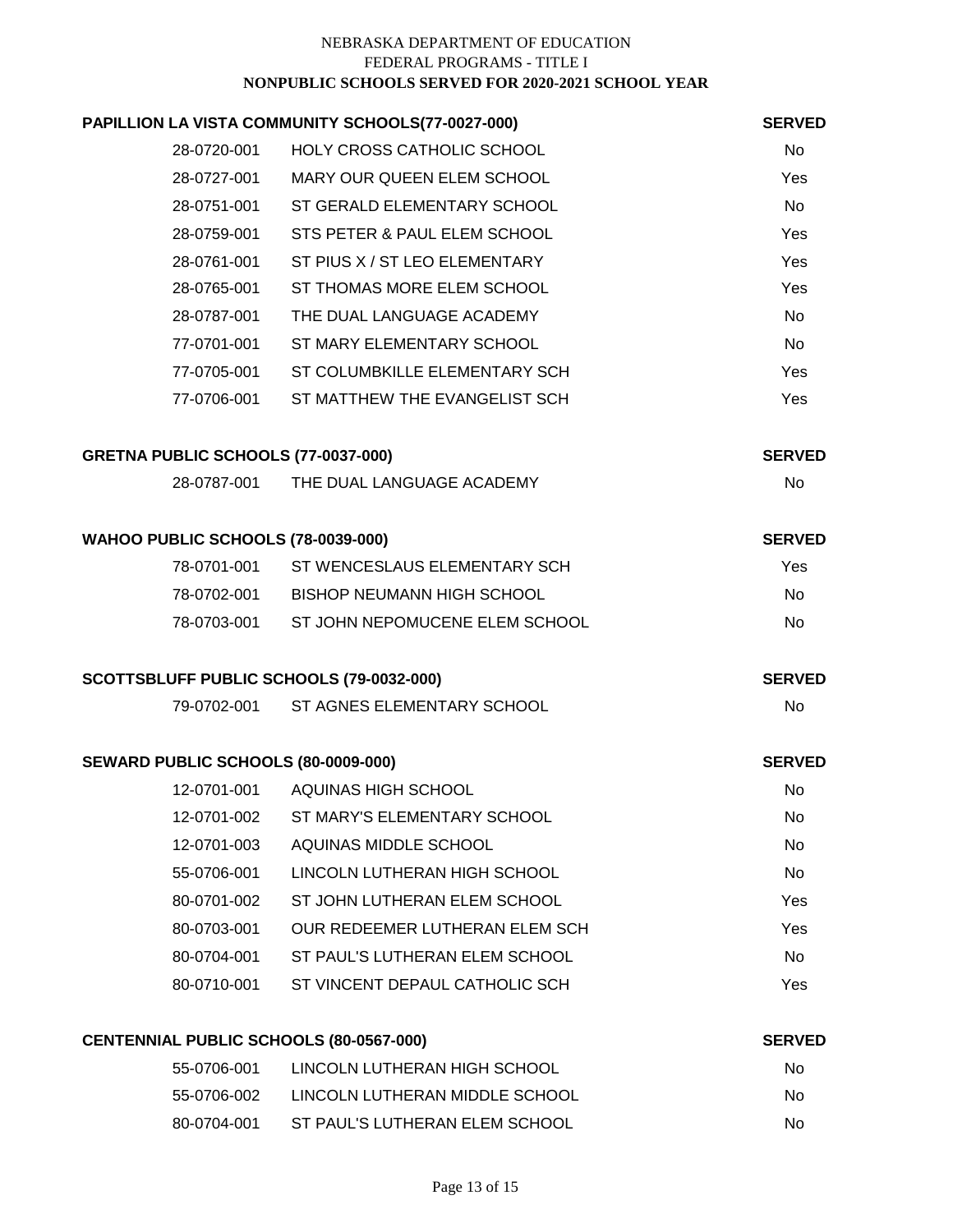NEBRASKA DEPARTMENT OF EDUCATION
FEDERAL PROGRAMS - TITLE I
**NONPUBLIC SCHOOLS SERVED FOR 2020-2021 SCHOOL YEAR**

**PAPILLION LA VISTA COMMUNITY SCHOOLS(77-0027-000)**

| | | SERVED |
|---|---|---|
| 28-0720-001 | HOLY CROSS CATHOLIC SCHOOL | No |
| 28-0727-001 | MARY OUR QUEEN ELEM SCHOOL | Yes |
| 28-0751-001 | ST GERALD ELEMENTARY SCHOOL | No |
| 28-0759-001 | STS PETER & PAUL ELEM SCHOOL | Yes |
| 28-0761-001 | ST PIUS X / ST LEO ELEMENTARY | Yes |
| 28-0765-001 | ST THOMAS MORE ELEM SCHOOL | Yes |
| 28-0787-001 | THE DUAL LANGUAGE ACADEMY | No |
| 77-0701-001 | ST MARY ELEMENTARY SCHOOL | No |
| 77-0705-001 | ST COLUMBKILLE ELEMENTARY SCH | Yes |
| 77-0706-001 | ST MATTHEW THE EVANGELIST SCH | Yes |

**GRETNA PUBLIC SCHOOLS (77-0037-000)**

| | | SERVED |
|---|---|---|
| 28-0787-001 | THE DUAL LANGUAGE ACADEMY | No |

**WAHOO PUBLIC SCHOOLS (78-0039-000)**

| | | SERVED |
|---|---|---|
| 78-0701-001 | ST WENCESLAUS ELEMENTARY SCH | Yes |
| 78-0702-001 | BISHOP NEUMANN HIGH SCHOOL | No |
| 78-0703-001 | ST JOHN NEPOMUCENE ELEM SCHOOL | No |

**SCOTTSBLUFF PUBLIC SCHOOLS (79-0032-000)**

| | | SERVED |
|---|---|---|
| 79-0702-001 | ST AGNES ELEMENTARY SCHOOL | No |

**SEWARD PUBLIC SCHOOLS (80-0009-000)**

| | | SERVED |
|---|---|---|
| 12-0701-001 | AQUINAS HIGH SCHOOL | No |
| 12-0701-002 | ST MARY'S ELEMENTARY SCHOOL | No |
| 12-0701-003 | AQUINAS MIDDLE SCHOOL | No |
| 55-0706-001 | LINCOLN LUTHERAN HIGH SCHOOL | No |
| 80-0701-002 | ST JOHN LUTHERAN ELEM SCHOOL | Yes |
| 80-0703-001 | OUR REDEEMER LUTHERAN ELEM SCH | Yes |
| 80-0704-001 | ST PAUL'S LUTHERAN ELEM SCHOOL | No |
| 80-0710-001 | ST VINCENT DEPAUL CATHOLIC SCH | Yes |

**CENTENNIAL PUBLIC SCHOOLS (80-0567-000)**

| | | SERVED |
|---|---|---|
| 55-0706-001 | LINCOLN LUTHERAN HIGH SCHOOL | No |
| 55-0706-002 | LINCOLN LUTHERAN MIDDLE SCHOOL | No |
| 80-0704-001 | ST PAUL'S LUTHERAN ELEM SCHOOL | No |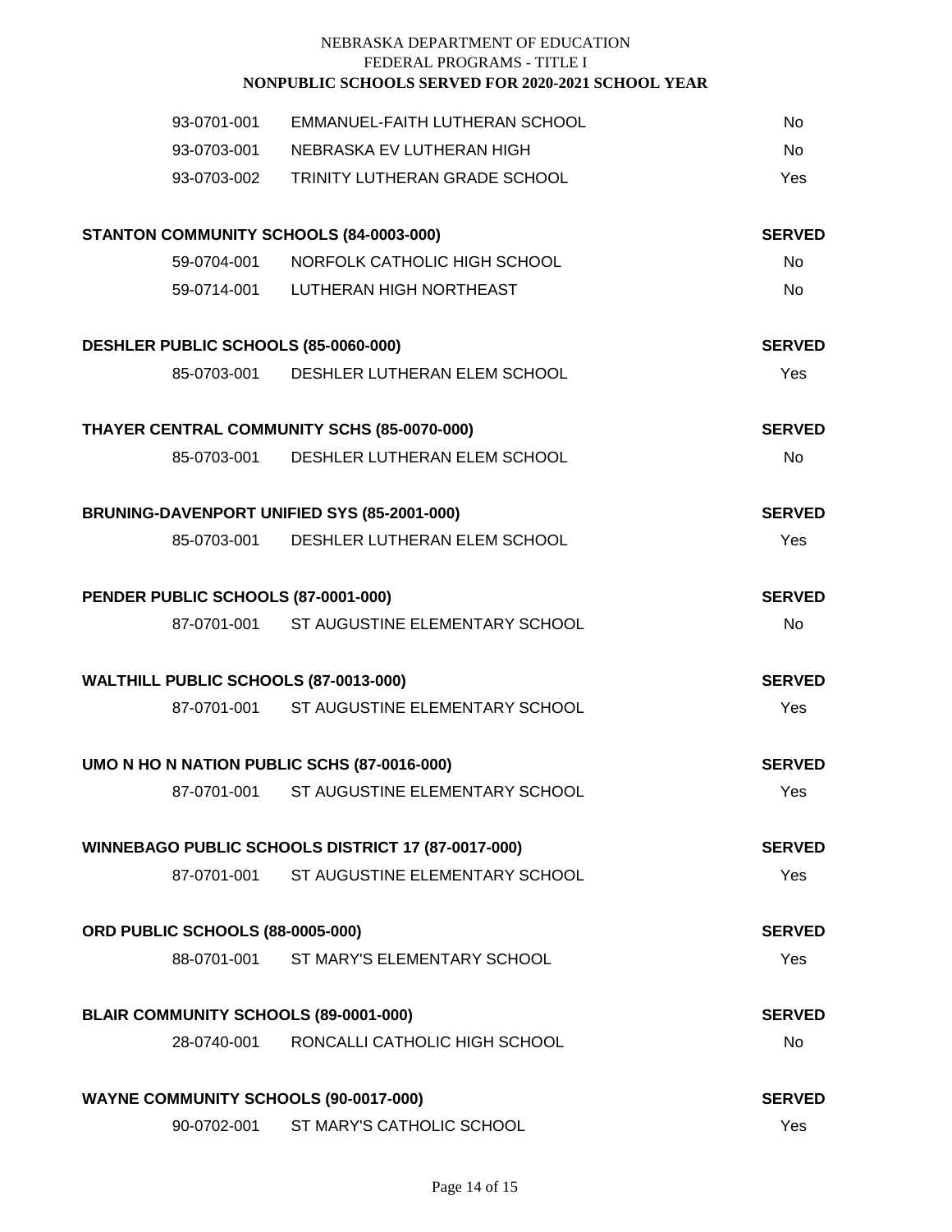NEBRASKA DEPARTMENT OF EDUCATION
FEDERAL PROGRAMS - TITLE I
**NONPUBLIC SCHOOLS SERVED FOR 2020-2021 SCHOOL YEAR**

| | | |
|---|---|---|
| 93-0701-001 | EMMANUEL-FAITH LUTHERAN SCHOOL | No |
| 93-0703-001 | NEBRASKA EV LUTHERAN HIGH | No |
| 93-0703-002 | TRINITY LUTHERAN GRADE SCHOOL | Yes |

| **STANTON COMMUNITY SCHOOLS (84-0003-000)** | | **SERVED** |
|---|---|---|
| 59-0704-001 | NORFOLK CATHOLIC HIGH SCHOOL | No |
| 59-0714-001 | LUTHERAN HIGH NORTHEAST | No |

| **DESHLER PUBLIC SCHOOLS (85-0060-000)** | | **SERVED** |
|---|---|---|
| 85-0703-001 | DESHLER LUTHERAN ELEM SCHOOL | Yes |

| **THAYER CENTRAL COMMUNITY SCHS (85-0070-000)** | | **SERVED** |
|---|---|---|
| 85-0703-001 | DESHLER LUTHERAN ELEM SCHOOL | No |

| **BRUNING-DAVENPORT UNIFIED SYS (85-2001-000)** | | **SERVED** |
|---|---|---|
| 85-0703-001 | DESHLER LUTHERAN ELEM SCHOOL | Yes |

| **PENDER PUBLIC SCHOOLS (87-0001-000)** | | **SERVED** |
|---|---|---|
| 87-0701-001 | ST AUGUSTINE ELEMENTARY SCHOOL | No |

| **WALTHILL PUBLIC SCHOOLS (87-0013-000)** | | **SERVED** |
|---|---|---|
| 87-0701-001 | ST AUGUSTINE ELEMENTARY SCHOOL | Yes |

| **UMO N HO N NATION PUBLIC SCHS (87-0016-000)** | | **SERVED** |
|---|---|---|
| 87-0701-001 | ST AUGUSTINE ELEMENTARY SCHOOL | Yes |

| **WINNEBAGO PUBLIC SCHOOLS DISTRICT 17 (87-0017-000)** | | **SERVED** |
|---|---|---|
| 87-0701-001 | ST AUGUSTINE ELEMENTARY SCHOOL | Yes |

| **ORD PUBLIC SCHOOLS (88-0005-000)** | | **SERVED** |
|---|---|---|
| 88-0701-001 | ST MARY'S ELEMENTARY SCHOOL | Yes |

| **BLAIR COMMUNITY SCHOOLS (89-0001-000)** | | **SERVED** |
|---|---|---|
| 28-0740-001 | RONCALLI CATHOLIC HIGH SCHOOL | No |

| **WAYNE COMMUNITY SCHOOLS (90-0017-000)** | | **SERVED** |
|---|---|---|
| 90-0702-001 | ST MARY'S CATHOLIC SCHOOL | Yes |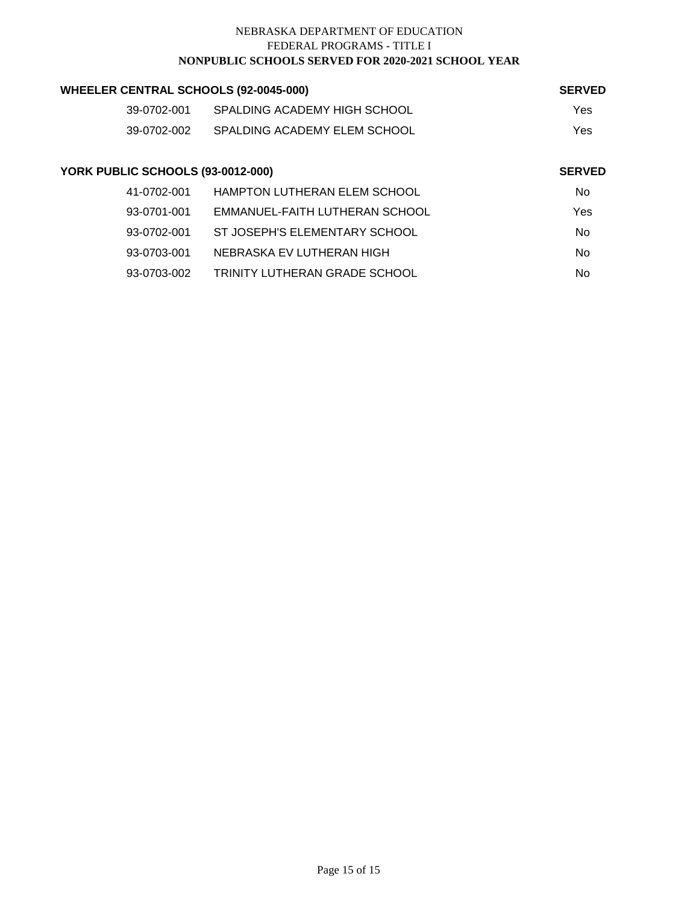NEBRASKA DEPARTMENT OF EDUCATION
FEDERAL PROGRAMS - TITLE I
**NONPUBLIC SCHOOLS SERVED FOR 2020-2021 SCHOOL YEAR**

| WHEELER CENTRAL SCHOOLS (92-0045-000) | | SERVED |
|---|---|---|
| 39-0702-001 | SPALDING ACADEMY HIGH SCHOOL | Yes |
| 39-0702-002 | SPALDING ACADEMY ELEM SCHOOL | Yes |

| YORK PUBLIC SCHOOLS (93-0012-000) | | SERVED |
|---|---|---|
| 41-0702-001 | HAMPTON LUTHERAN ELEM SCHOOL | No |
| 93-0701-001 | EMMANUEL-FAITH LUTHERAN SCHOOL | Yes |
| 93-0702-001 | ST JOSEPH'S ELEMENTARY SCHOOL | No |
| 93-0703-001 | NEBRASKA EV LUTHERAN HIGH | No |
| 93-0703-002 | TRINITY LUTHERAN GRADE SCHOOL | No |